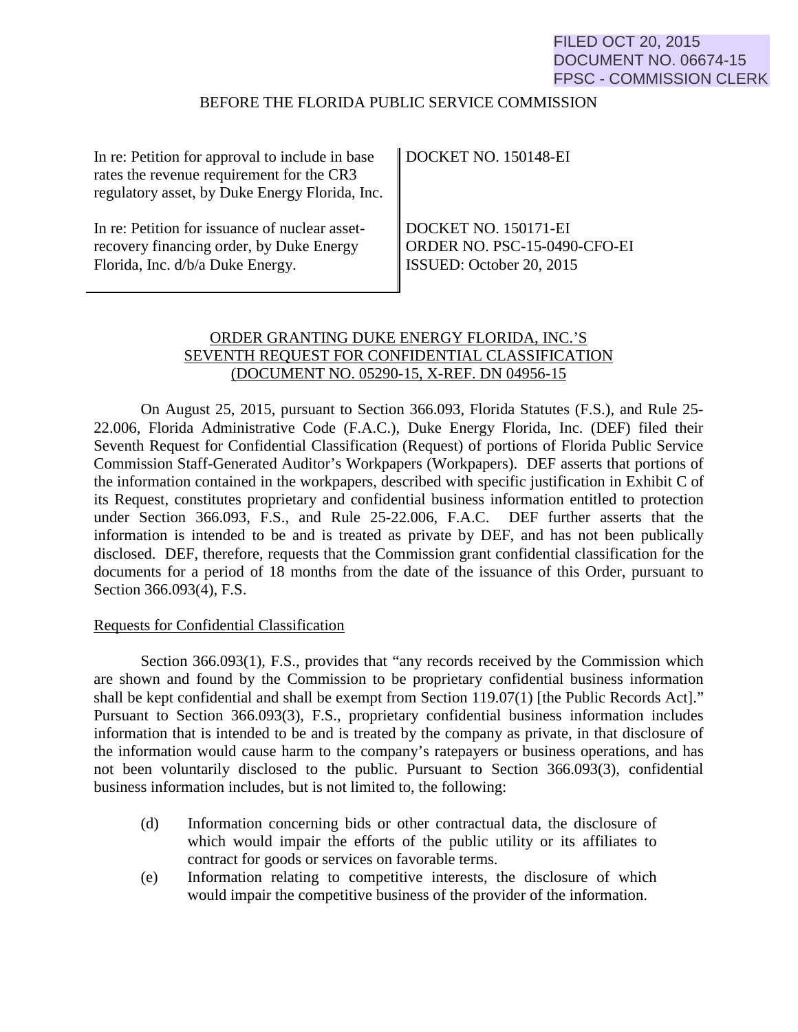FILED OCT 20, 2015
DOCUMENT NO. 06674-15
FPSC - COMMISSION CLERK

BEFORE THE FLORIDA PUBLIC SERVICE COMMISSION

| | |
|---|---|
| In re: Petition for approval to include in base rates the revenue requirement for the CR3 regulatory asset, by Duke Energy Florida, Inc. | DOCKET NO. 150148-EI |
| In re: Petition for issuance of nuclear asset-recovery financing order, by Duke Energy Florida, Inc. d/b/a Duke Energy. | DOCKET NO. 150171-EI<br>ORDER NO. PSC-15-0490-CFO-EI<br>ISSUED: October 20, 2015 |

ORDER GRANTING DUKE ENERGY FLORIDA, INC.'S SEVENTH REQUEST FOR CONFIDENTIAL CLASSIFICATION (DOCUMENT NO. 05290-15, X-REF. DN 04956-15

On August 25, 2015, pursuant to Section 366.093, Florida Statutes (F.S.), and Rule 25-22.006, Florida Administrative Code (F.A.C.), Duke Energy Florida, Inc. (DEF) filed their Seventh Request for Confidential Classification (Request) of portions of Florida Public Service Commission Staff-Generated Auditor's Workpapers (Workpapers). DEF asserts that portions of the information contained in the workpapers, described with specific justification in Exhibit C of its Request, constitutes proprietary and confidential business information entitled to protection under Section 366.093, F.S., and Rule 25-22.006, F.A.C. DEF further asserts that the information is intended to be and is treated as private by DEF, and has not been publically disclosed. DEF, therefore, requests that the Commission grant confidential classification for the documents for a period of 18 months from the date of the issuance of this Order, pursuant to Section 366.093(4), F.S.

Requests for Confidential Classification

Section 366.093(1), F.S., provides that "any records received by the Commission which are shown and found by the Commission to be proprietary confidential business information shall be kept confidential and shall be exempt from Section 119.07(1) [the Public Records Act]." Pursuant to Section 366.093(3), F.S., proprietary confidential business information includes information that is intended to be and is treated by the company as private, in that disclosure of the information would cause harm to the company's ratepayers or business operations, and has not been voluntarily disclosed to the public. Pursuant to Section 366.093(3), confidential business information includes, but is not limited to, the following:

(d) Information concerning bids or other contractual data, the disclosure of which would impair the efforts of the public utility or its affiliates to contract for goods or services on favorable terms.

(e) Information relating to competitive interests, the disclosure of which would impair the competitive business of the provider of the information.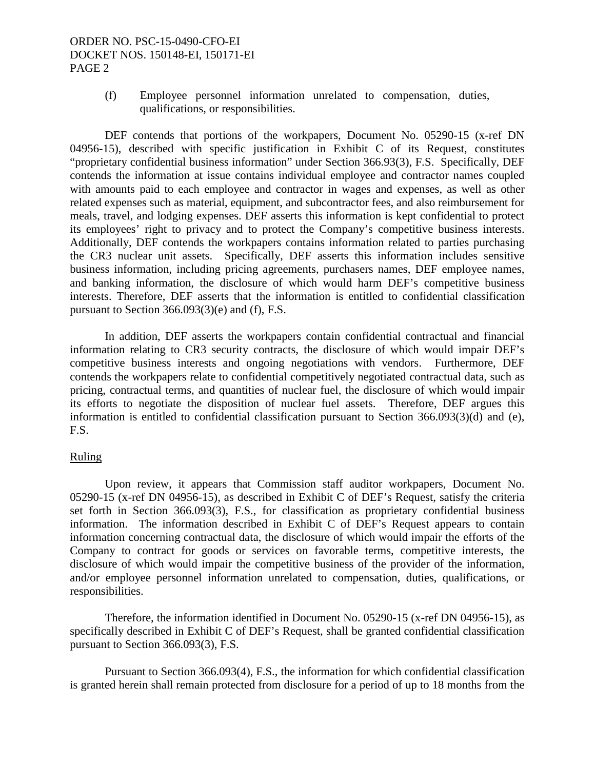(f) Employee personnel information unrelated to compensation, duties, qualifications, or responsibilities.

DEF contends that portions of the workpapers, Document No. 05290-15 (x-ref DN 04956-15), described with specific justification in Exhibit C of its Request, constitutes "proprietary confidential business information" under Section 366.93(3), F.S. Specifically, DEF contends the information at issue contains individual employee and contractor names coupled with amounts paid to each employee and contractor in wages and expenses, as well as other related expenses such as material, equipment, and subcontractor fees, and also reimbursement for meals, travel, and lodging expenses. DEF asserts this information is kept confidential to protect its employees' right to privacy and to protect the Company's competitive business interests. Additionally, DEF contends the workpapers contains information related to parties purchasing the CR3 nuclear unit assets. Specifically, DEF asserts this information includes sensitive business information, including pricing agreements, purchasers names, DEF employee names, and banking information, the disclosure of which would harm DEF's competitive business interests. Therefore, DEF asserts that the information is entitled to confidential classification pursuant to Section 366.093(3)(e) and (f), F.S.

In addition, DEF asserts the workpapers contain confidential contractual and financial information relating to CR3 security contracts, the disclosure of which would impair DEF's competitive business interests and ongoing negotiations with vendors. Furthermore, DEF contends the workpapers relate to confidential competitively negotiated contractual data, such as pricing, contractual terms, and quantities of nuclear fuel, the disclosure of which would impair its efforts to negotiate the disposition of nuclear fuel assets. Therefore, DEF argues this information is entitled to confidential classification pursuant to Section 366.093(3)(d) and (e), F.S.

Ruling

Upon review, it appears that Commission staff auditor workpapers, Document No. 05290-15 (x-ref DN 04956-15), as described in Exhibit C of DEF's Request, satisfy the criteria set forth in Section 366.093(3), F.S., for classification as proprietary confidential business information. The information described in Exhibit C of DEF's Request appears to contain information concerning contractual data, the disclosure of which would impair the efforts of the Company to contract for goods or services on favorable terms, competitive interests, the disclosure of which would impair the competitive business of the provider of the information, and/or employee personnel information unrelated to compensation, duties, qualifications, or responsibilities.

Therefore, the information identified in Document No. 05290-15 (x-ref DN 04956-15), as specifically described in Exhibit C of DEF's Request, shall be granted confidential classification pursuant to Section 366.093(3), F.S.

Pursuant to Section 366.093(4), F.S., the information for which confidential classification is granted herein shall remain protected from disclosure for a period of up to 18 months from the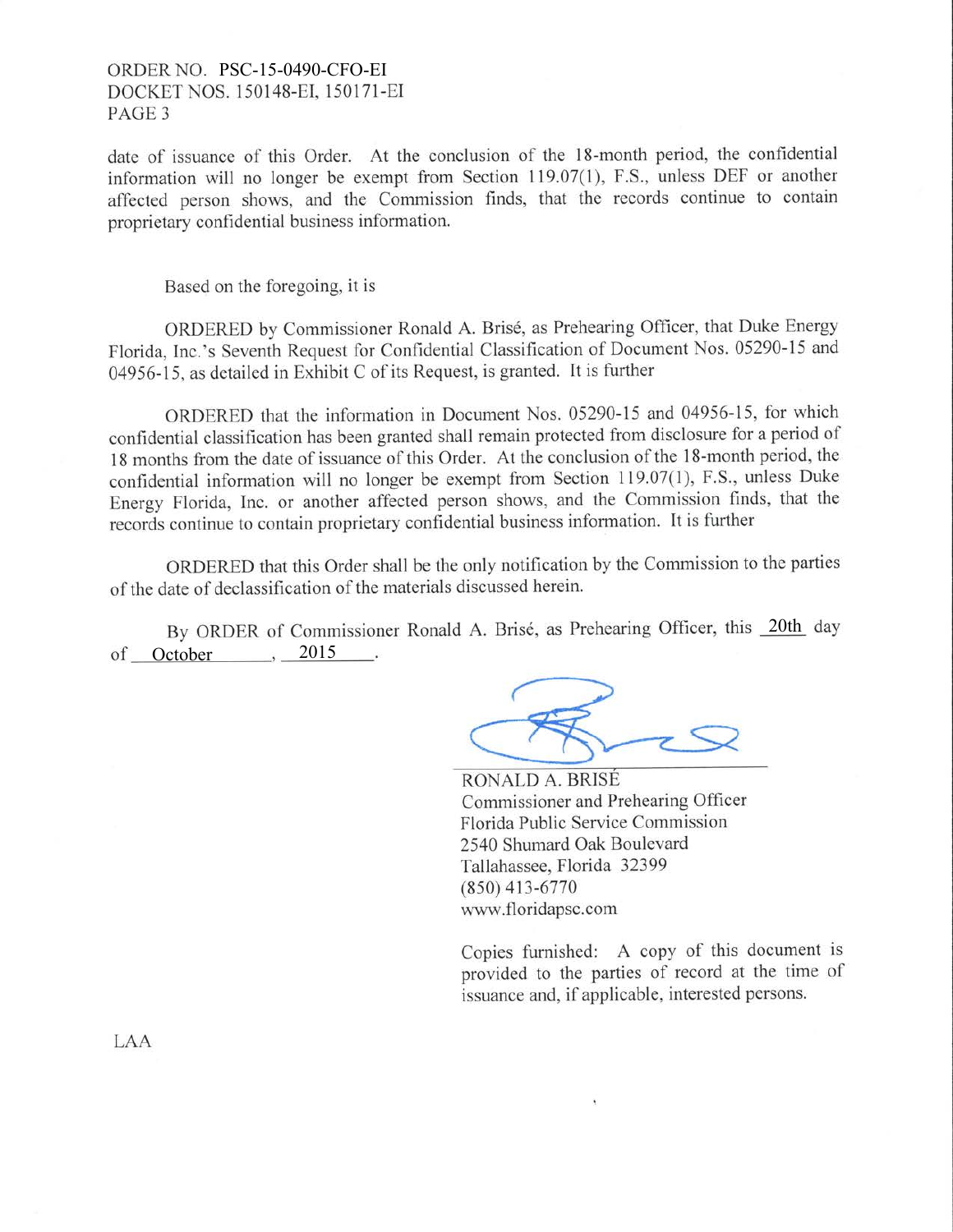date of issuance of this Order. At the conclusion of the 18-month period, the confidential information will no longer be exempt from Section 119.07(1), F.S., unless DEF or another affected person shows, and the Commission finds, that the records continue to contain proprietary confidential business information.

Based on the foregoing, it is

ORDERED by Commissioner Ronald A. Brisé, as Prehearing Officer, that Duke Energy Florida, Inc.'s Seventh Request for Confidential Classification of Document Nos. 05290-15 and 04956-15, as detailed in Exhibit C of its Request, is granted. It is further

ORDERED that the information in Document Nos. 05290-15 and 04956-15, for which confidential classification has been granted shall remain protected from disclosure for a period of 18 months from the date of issuance of this Order. At the conclusion of the 18-month period, the confidential information will no longer be exempt from Section 119.07(1), F.S., unless Duke Energy Florida, Inc. or another affected person shows, and the Commission finds, that the records continue to contain proprietary confidential business information. It is further

ORDERED that this Order shall be the only notification by the Commission to the parties of the date of declassification of the materials discussed herein.

By ORDER of Commissioner Ronald A. Brisé, as Prehearing Officer, this 20th day of October, 2015.

RONALD A. BRISÉ
Commissioner and Prehearing Officer
Florida Public Service Commission
2540 Shumard Oak Boulevard
Tallahassee, Florida 32399
(850) 413-6770
www.floridapsc.com

Copies furnished: A copy of this document is provided to the parties of record at the time of issuance and, if applicable, interested persons.

LAA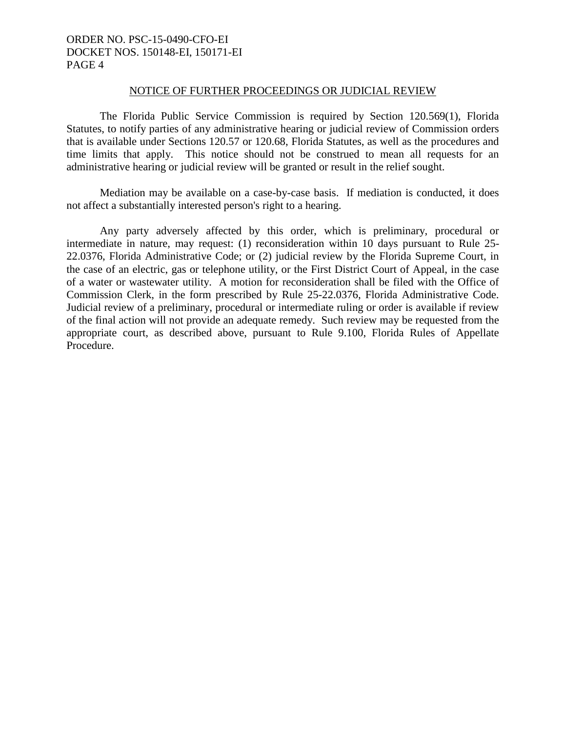## NOTICE OF FURTHER PROCEEDINGS OR JUDICIAL REVIEW

The Florida Public Service Commission is required by Section 120.569(1), Florida Statutes, to notify parties of any administrative hearing or judicial review of Commission orders that is available under Sections 120.57 or 120.68, Florida Statutes, as well as the procedures and time limits that apply. This notice should not be construed to mean all requests for an administrative hearing or judicial review will be granted or result in the relief sought.

Mediation may be available on a case-by-case basis. If mediation is conducted, it does not affect a substantially interested person's right to a hearing.

Any party adversely affected by this order, which is preliminary, procedural or intermediate in nature, may request: (1) reconsideration within 10 days pursuant to Rule 25-22.0376, Florida Administrative Code; or (2) judicial review by the Florida Supreme Court, in the case of an electric, gas or telephone utility, or the First District Court of Appeal, in the case of a water or wastewater utility. A motion for reconsideration shall be filed with the Office of Commission Clerk, in the form prescribed by Rule 25-22.0376, Florida Administrative Code. Judicial review of a preliminary, procedural or intermediate ruling or order is available if review of the final action will not provide an adequate remedy. Such review may be requested from the appropriate court, as described above, pursuant to Rule 9.100, Florida Rules of Appellate Procedure.